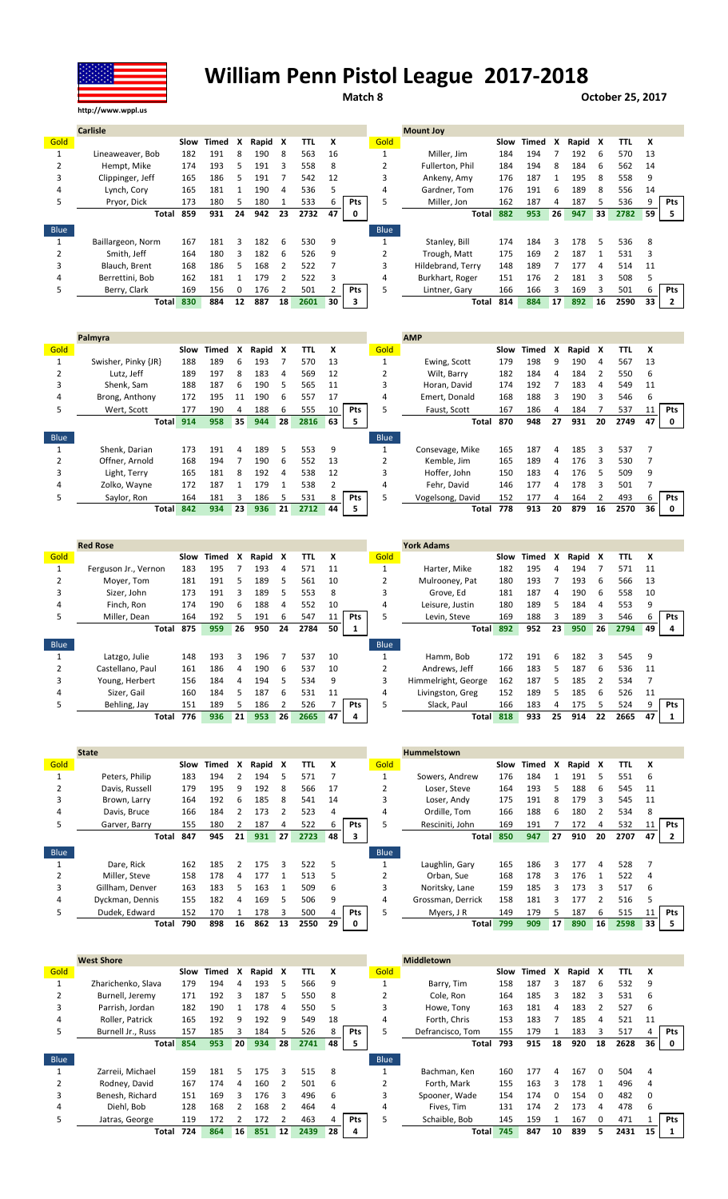# William Penn Pistol League 2017-2018

http://www.wppl.us

**Match 8** — **October 25, 2017**

| Carlisle | | Slow | Timed | X | Rapid | X | TTL | X | |
|---|---|---|---|---|---|---|---|---|---|
| Gold | | | | | | | | | |
| 1 | Lineaweaver, Bob | 182 | 191 | 8 | 190 | 8 | 563 | 16 | |
| 2 | Hempt, Mike | 174 | 193 | 5 | 191 | 3 | 558 | 8 | |
| 3 | Clippinger, Jeff | 165 | 186 | 5 | 191 | 7 | 542 | 12 | |
| 4 | Lynch, Cory | 165 | 181 | 1 | 190 | 4 | 536 | 5 | |
| 5 | Pryor, Dick | 173 | 180 | 5 | 180 | 1 | 533 | 6 | Pts |
| | Total | 859 | 931 | 24 | 942 | 23 | 2732 | 47 | 0 |
| Blue | | | | | | | | | |
| 1 | Baillargeon, Norm | 167 | 181 | 3 | 182 | 6 | 530 | 9 | |
| 2 | Smith, Jeff | 164 | 180 | 3 | 182 | 6 | 526 | 9 | |
| 3 | Blauch, Brent | 168 | 186 | 5 | 168 | 2 | 522 | 7 | |
| 4 | Berrettini, Bob | 162 | 181 | 1 | 179 | 2 | 522 | 3 | |
| 5 | Berry, Clark | 169 | 156 | 0 | 176 | 2 | 501 | 2 | Pts |
| | Total | 830 | 884 | 12 | 887 | 18 | 2601 | 30 | 3 |

| Mount Joy | | Slow | Timed | X | Rapid | X | TTL | X | |
|---|---|---|---|---|---|---|---|---|---|
| Gold | | | | | | | | | |
| 1 | Miller, Jim | 184 | 194 | 7 | 192 | 6 | 570 | 13 | |
| 2 | Fullerton, Phil | 184 | 194 | 8 | 184 | 6 | 562 | 14 | |
| 3 | Ankeny, Amy | 176 | 187 | 1 | 195 | 8 | 558 | 9 | |
| 4 | Gardner, Tom | 176 | 191 | 6 | 189 | 8 | 556 | 14 | |
| 5 | Miller, Jon | 162 | 187 | 4 | 187 | 5 | 536 | 9 | Pts |
| | Total | 882 | 953 | 26 | 947 | 33 | 2782 | 59 | 5 |
| Blue | | | | | | | | | |
| 1 | Stanley, Bill | 174 | 184 | 3 | 178 | 5 | 536 | 8 | |
| 2 | Trough, Matt | 175 | 169 | 2 | 187 | 1 | 531 | 3 | |
| 3 | Hildebrand, Terry | 148 | 189 | 7 | 177 | 4 | 514 | 11 | |
| 4 | Burkhart, Roger | 151 | 176 | 2 | 181 | 3 | 508 | 5 | |
| 5 | Lintner, Gary | 166 | 166 | 3 | 169 | 3 | 501 | 6 | Pts |
| | Total | 814 | 884 | 17 | 892 | 16 | 2590 | 33 | 2 |

| Palmyra | | Slow | Timed | X | Rapid | X | TTL | X | |
|---|---|---|---|---|---|---|---|---|---|
| Gold | | | | | | | | | |
| 1 | Swisher, Pinky (JR) | 189 | 188 | 6 | 193 | 7 | 570 | 13 | |
| 2 | Lutz, Jeff | 189 | 197 | 8 | 183 | 4 | 569 | 12 | |
| 3 | Shenk, Sam | 188 | 187 | 6 | 190 | 5 | 565 | 11 | |
| 4 | Brong, Anthony | 172 | 195 | 11 | 190 | 6 | 557 | 17 | |
| 5 | Wert, Scott | 177 | 190 | 4 | 188 | 6 | 555 | 10 | Pts |
| | Total | 914 | 958 | 35 | 944 | 28 | 2816 | 63 | 5 |
| Blue | | | | | | | | | |
| 1 | Shenk, Darian | 173 | 191 | 4 | 189 | 5 | 553 | 9 | |
| 2 | Offner, Arnold | 168 | 194 | 7 | 190 | 6 | 552 | 13 | |
| 3 | Light, Terry | 165 | 181 | 8 | 192 | 4 | 538 | 12 | |
| 4 | Zolko, Wayne | 172 | 187 | 1 | 179 | 1 | 538 | 2 | |
| 5 | Saylor, Ron | 164 | 181 | 3 | 186 | 5 | 531 | 8 | Pts |
| | Total | 842 | 934 | 23 | 936 | 21 | 2712 | 44 | 5 |

| AMP | | Slow | Timed | X | Rapid | X | TTL | X | |
|---|---|---|---|---|---|---|---|---|---|
| Gold | | | | | | | | | |
| 1 | Ewing, Scott | 179 | 198 | 9 | 190 | 4 | 567 | 13 | |
| 2 | Wilt, Barry | 182 | 184 | 4 | 184 | 2 | 550 | 6 | |
| 3 | Horan, David | 174 | 192 | 7 | 183 | 4 | 549 | 11 | |
| 4 | Emert, Donald | 168 | 188 | 3 | 190 | 3 | 546 | 6 | |
| 5 | Faust, Scott | 167 | 186 | 4 | 184 | 7 | 537 | 11 | Pts |
| | Total | 870 | 948 | 27 | 931 | 20 | 2749 | 47 | 0 |
| Blue | | | | | | | | | |
| 1 | Consevage, Mike | 165 | 187 | 4 | 185 | 3 | 537 | 7 | |
| 2 | Kemble, Jim | 165 | 189 | 4 | 176 | 3 | 530 | 7 | |
| 3 | Hoffer, John | 150 | 183 | 4 | 176 | 5 | 509 | 9 | |
| 4 | Fehr, David | 146 | 177 | 4 | 178 | 3 | 501 | 7 | |
| 5 | Vogelsong, David | 152 | 177 | 4 | 164 | 2 | 493 | 6 | Pts |
| | Total | 778 | 913 | 20 | 879 | 16 | 2570 | 36 | 0 |

| Red Rose | | Slow | Timed | X | Rapid | X | TTL | X | |
|---|---|---|---|---|---|---|---|---|---|
| Gold | | | | | | | | | |
| 1 | Ferguson Jr., Vernon | 183 | 195 | 7 | 193 | 4 | 571 | 11 | |
| 2 | Moyer, Tom | 181 | 191 | 5 | 189 | 5 | 561 | 10 | |
| 3 | Sizer, John | 173 | 191 | 3 | 189 | 5 | 553 | 8 | |
| 4 | Finch, Ron | 174 | 190 | 6 | 188 | 4 | 552 | 10 | |
| 5 | Miller, Dean | 164 | 192 | 5 | 191 | 6 | 547 | 11 | Pts |
| | Total | 875 | 959 | 26 | 950 | 24 | 2784 | 50 | 1 |
| Blue | | | | | | | | | |
| 1 | Latzgo, Julie | 148 | 193 | 3 | 196 | 7 | 537 | 10 | |
| 2 | Castellano, Paul | 161 | 186 | 4 | 190 | 6 | 537 | 10 | |
| 3 | Young, Herbert | 156 | 184 | 4 | 194 | 5 | 534 | 9 | |
| 4 | Sizer, Gail | 160 | 184 | 5 | 187 | 6 | 531 | 11 | |
| 5 | Behling, Jay | 151 | 189 | 5 | 186 | 2 | 526 | 7 | Pts |
| | Total | 776 | 936 | 21 | 953 | 26 | 2665 | 47 | 4 |

| York Adams | | Slow | Timed | X | Rapid | X | TTL | X | |
|---|---|---|---|---|---|---|---|---|---|
| Gold | | | | | | | | | |
| 1 | Harter, Mike | 182 | 195 | 4 | 194 | 7 | 571 | 11 | |
| 2 | Mulrooney, Pat | 180 | 193 | 7 | 193 | 6 | 566 | 13 | |
| 3 | Grove, Ed | 181 | 187 | 4 | 190 | 6 | 558 | 10 | |
| 4 | Leisure, Justin | 180 | 189 | 5 | 184 | 4 | 553 | 9 | |
| 5 | Levin, Steve | 169 | 188 | 3 | 189 | 3 | 546 | 6 | Pts |
| | Total | 892 | 952 | 23 | 950 | 26 | 2794 | 49 | 4 |
| Blue | | | | | | | | | |
| 1 | Hamm, Bob | 172 | 191 | 6 | 182 | 3 | 545 | 9 | |
| 2 | Andrews, Jeff | 166 | 183 | 5 | 187 | 6 | 536 | 11 | |
| 3 | Himmelright, George | 162 | 187 | 5 | 185 | 2 | 534 | 7 | |
| 4 | Livingston, Greg | 152 | 189 | 5 | 185 | 6 | 526 | 11 | |
| 5 | Slack, Paul | 166 | 183 | 4 | 175 | 5 | 524 | 9 | Pts |
| | Total | 818 | 933 | 25 | 914 | 22 | 2665 | 47 | 1 |

| State | | Slow | Timed | X | Rapid | X | TTL | X | |
|---|---|---|---|---|---|---|---|---|---|
| Gold | | | | | | | | | |
| 1 | Peters, Philip | 183 | 194 | 2 | 194 | 5 | 571 | 7 | |
| 2 | Davis, Russell | 179 | 195 | 9 | 192 | 8 | 566 | 17 | |
| 3 | Brown, Larry | 164 | 192 | 6 | 185 | 8 | 541 | 14 | |
| 4 | Davis, Bruce | 166 | 184 | 2 | 173 | 2 | 523 | 4 | |
| 5 | Garver, Barry | 155 | 180 | 2 | 187 | 4 | 522 | 6 | Pts |
| | Total | 847 | 945 | 21 | 931 | 27 | 2723 | 48 | 3 |
| Blue | | | | | | | | | |
| 1 | Dare, Rick | 162 | 185 | 2 | 175 | 3 | 522 | 5 | |
| 2 | Miller, Steve | 158 | 178 | 4 | 177 | 1 | 513 | 5 | |
| 3 | Gillham, Denver | 163 | 183 | 5 | 163 | 1 | 509 | 6 | |
| 4 | Dyckman, Dennis | 155 | 182 | 4 | 169 | 5 | 506 | 9 | |
| 5 | Dudek, Edward | 152 | 170 | 1 | 178 | 3 | 500 | 4 | Pts |
| | Total | 790 | 898 | 16 | 862 | 13 | 2550 | 29 | 0 |

| Hummelstown | | Slow | Timed | X | Rapid | X | TTL | X | |
|---|---|---|---|---|---|---|---|---|---|
| Gold | | | | | | | | | |
| 1 | Sowers, Andrew | 176 | 184 | 1 | 191 | 5 | 551 | 6 | |
| 2 | Loser, Steve | 164 | 193 | 5 | 188 | 6 | 545 | 11 | |
| 3 | Loser, Andy | 175 | 191 | 8 | 179 | 3 | 545 | 11 | |
| 4 | Ordille, Tom | 166 | 188 | 6 | 180 | 2 | 534 | 8 | |
| 5 | Resciniti, John | 169 | 191 | 7 | 172 | 4 | 532 | 11 | Pts |
| | Total | 850 | 947 | 27 | 910 | 20 | 2707 | 47 | 2 |
| Blue | | | | | | | | | |
| 1 | Laughlin, Gary | 165 | 186 | 3 | 177 | 4 | 528 | 7 | |
| 2 | Orban, Sue | 168 | 178 | 3 | 176 | 1 | 522 | 4 | |
| 3 | Noritsky, Lane | 159 | 185 | 3 | 173 | 3 | 517 | 6 | |
| 4 | Grossman, Derrick | 158 | 181 | 3 | 177 | 2 | 516 | 5 | |
| 5 | Myers, J R | 149 | 179 | 5 | 187 | 6 | 515 | 11 | Pts |
| | Total | 799 | 909 | 17 | 890 | 16 | 2598 | 33 | 5 |

| West Shore | | Slow | Timed | X | Rapid | X | TTL | X | |
|---|---|---|---|---|---|---|---|---|---|
| Gold | | | | | | | | | |
| 1 | Zharichenko, Slava | 179 | 194 | 4 | 193 | 5 | 566 | 9 | |
| 2 | Burnell, Jeremy | 171 | 192 | 3 | 187 | 5 | 550 | 8 | |
| 3 | Parrish, Jordan | 182 | 190 | 1 | 178 | 4 | 550 | 5 | |
| 4 | Roller, Patrick | 165 | 192 | 9 | 192 | 9 | 549 | 18 | |
| 5 | Burnell Jr., Russ | 157 | 185 | 3 | 184 | 5 | 526 | 8 | Pts |
| | Total | 854 | 953 | 20 | 934 | 28 | 2741 | 48 | 5 |
| Blue | | | | | | | | | |
| 1 | Zarreii, Michael | 159 | 181 | 5 | 175 | 3 | 515 | 8 | |
| 2 | Rodney, David | 167 | 174 | 4 | 160 | 2 | 501 | 6 | |
| 3 | Benesh, Richard | 151 | 169 | 3 | 176 | 3 | 496 | 6 | |
| 4 | Diehl, Bob | 128 | 168 | 2 | 168 | 2 | 464 | 4 | |
| 5 | Jatras, George | 119 | 172 | 2 | 172 | 2 | 463 | 4 | Pts |
| | Total | 724 | 864 | 16 | 851 | 12 | 2439 | 28 | 4 |

| Middletown | | Slow | Timed | X | Rapid | X | TTL | X | |
|---|---|---|---|---|---|---|---|---|---|
| Gold | | | | | | | | | |
| 1 | Barry, Tim | 158 | 187 | 3 | 187 | 6 | 532 | 9 | |
| 2 | Cole, Ron | 164 | 185 | 3 | 182 | 3 | 531 | 6 | |
| 3 | Howe, Tony | 163 | 181 | 4 | 183 | 2 | 527 | 6 | |
| 4 | Forth, Chris | 153 | 183 | 7 | 185 | 4 | 521 | 11 | |
| 5 | Defrancisco, Tom | 155 | 179 | 1 | 183 | 3 | 517 | 4 | Pts |
| | Total | 793 | 915 | 18 | 920 | 18 | 2628 | 36 | 0 |
| Blue | | | | | | | | | |
| 1 | Bachman, Ken | 160 | 177 | 4 | 167 | 0 | 504 | 4 | |
| 2 | Forth, Mark | 155 | 163 | 3 | 178 | 1 | 496 | 4 | |
| 3 | Spooner, Wade | 154 | 174 | 0 | 154 | 0 | 482 | 0 | |
| 4 | Fives, Tim | 131 | 174 | 2 | 173 | 4 | 478 | 6 | |
| 5 | Schaible, Bob | 145 | 159 | 1 | 167 | 0 | 471 | 1 | Pts |
| | Total | 745 | 847 | 10 | 839 | 5 | 2431 | 15 | 1 |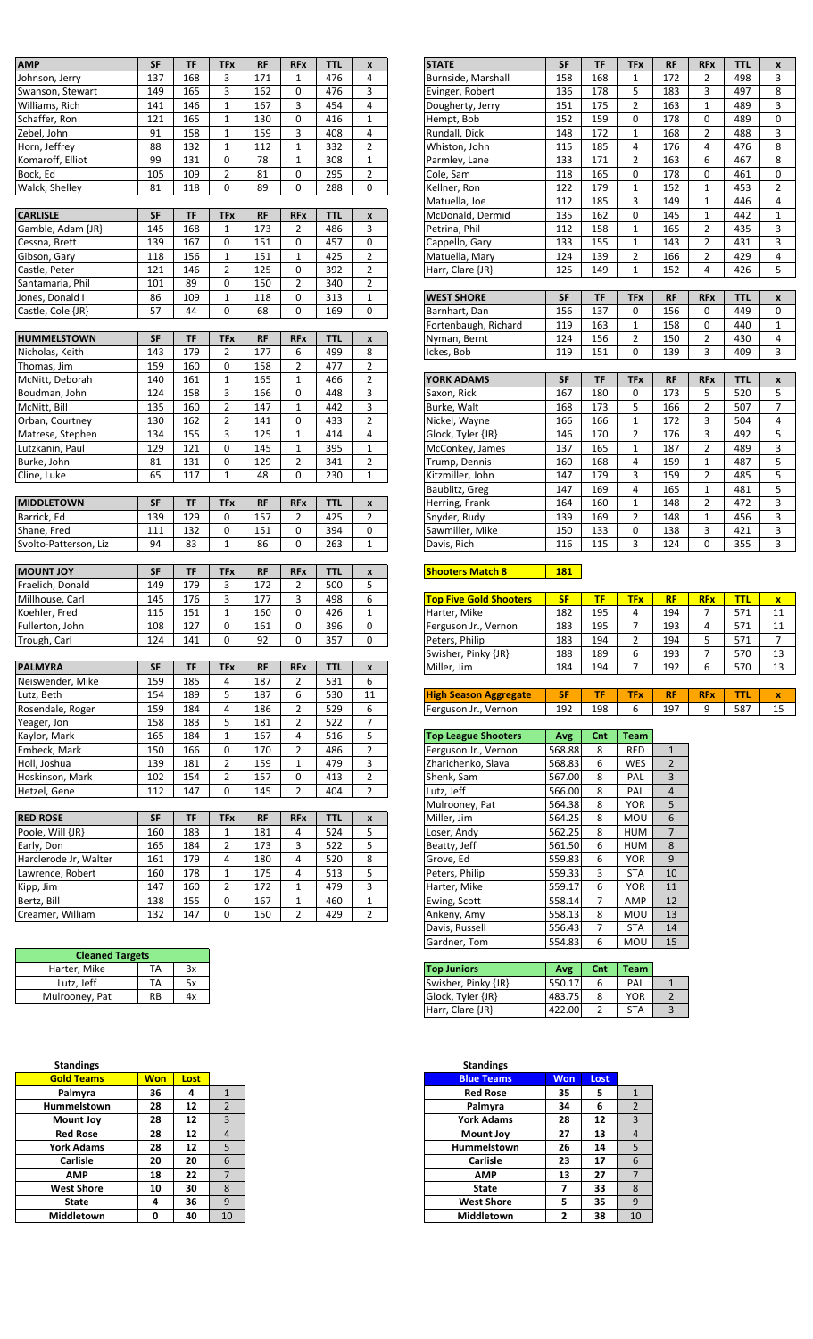| AMP | SF | TF | TFx | RF | RFx | TTL | x |
|---|---|---|---|---|---|---|---|
| Johnson, Jerry | 137 | 168 | 3 | 171 | 1 | 476 | 4 |
| Swanson, Stewart | 149 | 165 | 3 | 162 | 0 | 476 | 3 |
| Williams, Rich | 141 | 146 | 1 | 167 | 3 | 454 | 4 |
| Schaffer, Ron | 121 | 165 | 1 | 130 | 0 | 416 | 1 |
| Zebel, John | 91 | 158 | 1 | 159 | 3 | 408 | 4 |
| Horn, Jeffrey | 88 | 132 | 1 | 112 | 1 | 332 | 2 |
| Komaroff, Elliot | 99 | 131 | 0 | 78 | 1 | 308 | 1 |
| Bock, Ed | 105 | 109 | 2 | 81 | 0 | 295 | 2 |
| Walck, Shelley | 81 | 118 | 0 | 89 | 0 | 288 | 0 |

| CARLISLE | SF | TF | TFx | RF | RFx | TTL | x |
|---|---|---|---|---|---|---|---|
| Gamble, Adam {JR} | 145 | 168 | 1 | 173 | 2 | 486 | 3 |
| Cessna, Brett | 139 | 167 | 0 | 151 | 0 | 457 | 0 |
| Gibson, Gary | 118 | 156 | 1 | 151 | 1 | 425 | 2 |
| Castle, Peter | 121 | 146 | 2 | 125 | 0 | 392 | 2 |
| Santamaria, Phil | 101 | 89 | 0 | 150 | 2 | 340 | 2 |
| Jones, Donald I | 86 | 109 | 1 | 118 | 0 | 313 | 1 |
| Castle, Cole {JR} | 57 | 44 | 0 | 68 | 0 | 169 | 0 |

| HUMMELSTOWN | SF | TF | TFx | RF | RFx | TTL | x |
|---|---|---|---|---|---|---|---|
| Nicholas, Keith | 143 | 179 | 2 | 177 | 6 | 499 | 8 |
| Thomas, Jim | 159 | 160 | 0 | 158 | 2 | 477 | 2 |
| McNitt, Deborah | 140 | 161 | 1 | 165 | 1 | 466 | 2 |
| Boudman, John | 124 | 158 | 3 | 166 | 0 | 448 | 3 |
| McNitt, Bill | 135 | 160 | 2 | 147 | 1 | 442 | 3 |
| Orban, Courtney | 130 | 162 | 2 | 141 | 0 | 433 | 2 |
| Matrese, Stephen | 134 | 155 | 3 | 125 | 1 | 414 | 4 |
| Lutzkanin, Paul | 129 | 121 | 0 | 145 | 1 | 395 | 1 |
| Burke, John | 81 | 131 | 0 | 129 | 2 | 341 | 2 |
| Cline, Luke | 65 | 117 | 1 | 48 | 0 | 230 | 1 |

| MIDDLETOWN | SF | TF | TFx | RF | RFx | TTL | x |
|---|---|---|---|---|---|---|---|
| Barrick, Ed | 139 | 129 | 0 | 157 | 2 | 425 | 2 |
| Shane, Fred | 111 | 132 | 0 | 151 | 0 | 394 | 0 |
| Svolto-Patterson, Liz | 94 | 83 | 1 | 86 | 0 | 263 | 1 |

| MOUNT JOY | SF | TF | TFx | RF | RFx | TTL | x |
|---|---|---|---|---|---|---|---|
| Fraelich, Donald | 149 | 179 | 3 | 172 | 2 | 500 | 5 |
| Millhouse, Carl | 145 | 176 | 3 | 177 | 3 | 498 | 6 |
| Koehler, Fred | 115 | 151 | 1 | 160 | 0 | 426 | 1 |
| Fullerton, John | 108 | 127 | 0 | 161 | 0 | 396 | 0 |
| Trough, Carl | 124 | 141 | 0 | 92 | 0 | 357 | 0 |

| PALMYRA | SF | TF | TFx | RF | RFx | TTL | x |
|---|---|---|---|---|---|---|---|
| Neiswender, Mike | 159 | 185 | 4 | 187 | 2 | 531 | 6 |
| Lutz, Beth | 154 | 189 | 5 | 187 | 6 | 530 | 11 |
| Rosendale, Roger | 159 | 184 | 4 | 186 | 2 | 529 | 6 |
| Yeager, Jon | 158 | 183 | 5 | 181 | 2 | 522 | 7 |
| Kaylor, Mark | 165 | 184 | 1 | 167 | 4 | 516 | 5 |
| Embeck, Mark | 150 | 166 | 0 | 170 | 2 | 486 | 2 |
| Holl, Joshua | 139 | 181 | 2 | 159 | 1 | 479 | 3 |
| Hoskinson, Mark | 102 | 154 | 2 | 157 | 0 | 413 | 2 |
| Hetzel, Gene | 112 | 147 | 0 | 145 | 2 | 404 | 2 |

| RED ROSE | SF | TF | TFx | RF | RFx | TTL | x |
|---|---|---|---|---|---|---|---|
| Poole, Will {JR} | 160 | 183 | 1 | 181 | 4 | 524 | 5 |
| Early, Don | 165 | 184 | 2 | 173 | 3 | 522 | 5 |
| Harclerode Jr, Walter | 161 | 179 | 4 | 180 | 4 | 520 | 8 |
| Lawrence, Robert | 160 | 178 | 1 | 175 | 4 | 513 | 5 |
| Kipp, Jim | 147 | 160 | 2 | 172 | 1 | 479 | 3 |
| Bertz, Bill | 138 | 155 | 0 | 167 | 1 | 460 | 1 |
| Creamer, William | 132 | 147 | 0 | 150 | 2 | 429 | 2 |

| Cleaned Targets | | |
|---|---|---|
| Harter, Mike | TA | 3x |
| Lutz, Jeff | TA | 5x |
| Mulrooney, Pat | RB | 4x |

| STATE | SF | TF | TFx | RF | RFx | TTL | x |
|---|---|---|---|---|---|---|---|
| Burnside, Marshall | 158 | 168 | 1 | 172 | 2 | 498 | 3 |
| Evinger, Robert | 136 | 178 | 5 | 183 | 3 | 497 | 8 |
| Dougherty, Jerry | 151 | 175 | 2 | 163 | 1 | 489 | 3 |
| Hempt, Bob | 152 | 159 | 0 | 178 | 0 | 489 | 0 |
| Rundall, Dick | 148 | 172 | 1 | 168 | 2 | 488 | 3 |
| Whiston, John | 115 | 185 | 4 | 176 | 4 | 476 | 8 |
| Parmley, Lane | 133 | 171 | 2 | 163 | 6 | 467 | 8 |
| Cole, Sam | 118 | 165 | 0 | 178 | 0 | 461 | 0 |
| Kellner, Ron | 122 | 179 | 1 | 152 | 1 | 453 | 2 |
| Matuella, Joe | 112 | 185 | 3 | 149 | 1 | 446 | 4 |
| McDonald, Dermid | 135 | 162 | 0 | 145 | 1 | 442 | 1 |
| Petrina, Phil | 112 | 158 | 1 | 165 | 2 | 435 | 3 |
| Cappello, Gary | 133 | 155 | 1 | 143 | 2 | 431 | 3 |
| Matuella, Mary | 124 | 139 | 2 | 166 | 2 | 429 | 4 |
| Harr, Clare {JR} | 125 | 149 | 1 | 152 | 4 | 426 | 5 |

| WEST SHORE | SF | TF | TFx | RF | RFx | TTL | x |
|---|---|---|---|---|---|---|---|
| Barnhart, Dan | 156 | 137 | 0 | 156 | 0 | 449 | 0 |
| Fortenbaugh, Richard | 119 | 163 | 1 | 158 | 0 | 440 | 1 |
| Nyman, Bernt | 124 | 156 | 2 | 150 | 2 | 430 | 4 |
| Ickes, Bob | 119 | 151 | 0 | 139 | 3 | 409 | 3 |

| YORK ADAMS | SF | TF | TFx | RF | RFx | TTL | x |
|---|---|---|---|---|---|---|---|
| Saxon, Rick | 167 | 180 | 0 | 173 | 5 | 520 | 5 |
| Burke, Walt | 168 | 173 | 5 | 166 | 2 | 507 | 7 |
| Nickel, Wayne | 166 | 166 | 1 | 172 | 3 | 504 | 4 |
| Glock, Tyler {JR} | 146 | 170 | 2 | 176 | 3 | 492 | 5 |
| McConkey, James | 137 | 165 | 1 | 187 | 2 | 489 | 3 |
| Trump, Dennis | 160 | 168 | 4 | 159 | 1 | 487 | 5 |
| Kitzmiller, John | 147 | 179 | 3 | 159 | 2 | 485 | 5 |
| Baublitz, Greg | 147 | 169 | 4 | 165 | 1 | 481 | 5 |
| Herring, Frank | 164 | 160 | 1 | 148 | 2 | 472 | 3 |
| Snyder, Rudy | 139 | 169 | 2 | 148 | 1 | 456 | 3 |
| Sawmiller, Mike | 150 | 133 | 0 | 138 | 3 | 421 | 3 |
| Davis, Rich | 116 | 115 | 3 | 124 | 0 | 355 | 3 |

**Shooters Match 8** 181

| Top Five Gold Shooters | SF | TF | TFx | RF | RFx | TTL | x |
|---|---|---|---|---|---|---|---|
| Harter, Mike | 182 | 195 | 4 | 194 | 7 | 571 | 11 |
| Ferguson Jr., Vernon | 183 | 195 | 7 | 193 | 4 | 571 | 11 |
| Peters, Philip | 183 | 194 | 2 | 194 | 5 | 571 | 7 |
| Swisher, Pinky {JR} | 188 | 189 | 6 | 193 | 7 | 570 | 13 |
| Miller, Jim | 184 | 194 | 7 | 192 | 6 | 570 | 13 |

| High Season Aggregate | SF | TF | TFx | RF | RFx | TTL | x |
|---|---|---|---|---|---|---|---|
| Ferguson Jr., Vernon | 192 | 198 | 6 | 197 | 9 | 587 | 15 |

| Top League Shooters | Avg | Cnt | Team | |
|---|---|---|---|---|
| Ferguson Jr., Vernon | 568.88 | 8 | RED | 1 |
| Zharichenko, Slava | 568.83 | 6 | WES | 2 |
| Shenk, Sam | 567.00 | 8 | PAL | 3 |
| Lutz, Jeff | 566.00 | 8 | PAL | 4 |
| Mulrooney, Pat | 564.38 | 8 | YOR | 5 |
| Miller, Jim | 564.25 | 8 | MOU | 6 |
| Loser, Andy | 562.25 | 8 | HUM | 7 |
| Beatty, Jeff | 561.50 | 6 | HUM | 8 |
| Grove, Ed | 559.83 | 6 | YOR | 9 |
| Peters, Philip | 559.33 | 3 | STA | 10 |
| Harter, Mike | 559.17 | 6 | YOR | 11 |
| Ewing, Scott | 558.14 | 7 | AMP | 12 |
| Ankeny, Amy | 558.13 | 8 | MOU | 13 |
| Davis, Russell | 556.43 | 7 | STA | 14 |
| Gardner, Tom | 554.83 | 6 | MOU | 15 |

| Top Juniors | Avg | Cnt | Team | |
|---|---|---|---|---|
| Swisher, Pinky {JR} | 550.17 | 6 | PAL | 1 |
| Glock, Tyler {JR} | 483.75 | 8 | YOR | 2 |
| Harr, Clare {JR} | 422.00 | 2 | STA | 3 |

**Standings**

| Gold Teams | Won | Lost | |
|---|---|---|---|
| Palmyra | 36 | 4 | 1 |
| Hummelstown | 28 | 12 | 2 |
| Mount Joy | 28 | 12 | 3 |
| Red Rose | 28 | 12 | 4 |
| York Adams | 28 | 12 | 5 |
| Carlisle | 20 | 20 | 6 |
| AMP | 18 | 22 | 7 |
| West Shore | 10 | 30 | 8 |
| State | 4 | 36 | 9 |
| Middletown | 0 | 40 | 10 |

**Standings**

| Blue Teams | Won | Lost | |
|---|---|---|---|
| Red Rose | 35 | 5 | 1 |
| Palmyra | 34 | 6 | 2 |
| York Adams | 28 | 12 | 3 |
| Mount Joy | 27 | 13 | 4 |
| Hummelstown | 26 | 14 | 5 |
| Carlisle | 23 | 17 | 6 |
| AMP | 13 | 27 | 7 |
| State | 7 | 33 | 8 |
| West Shore | 5 | 35 | 9 |
| Middletown | 2 | 38 | 10 |